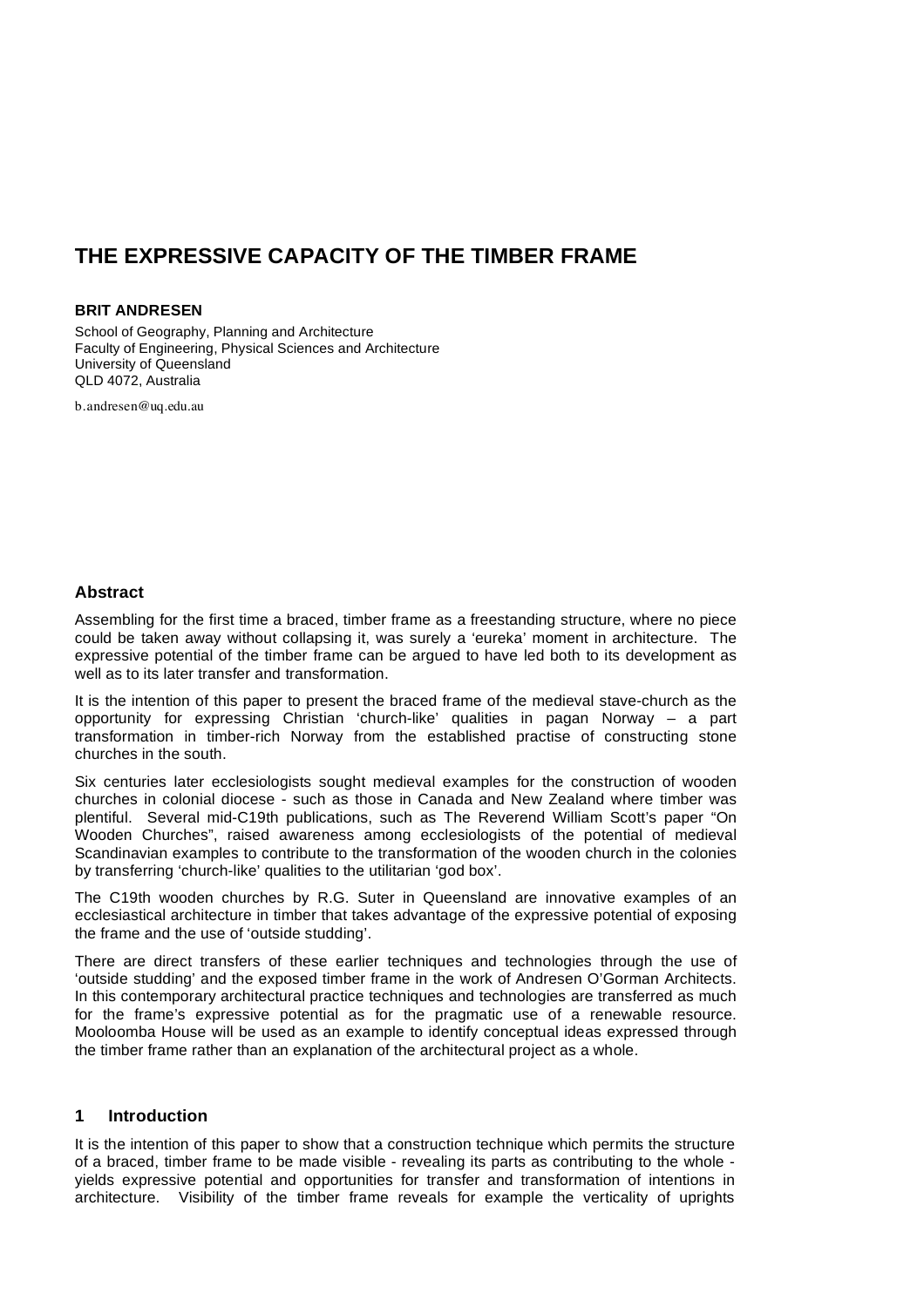# THE EXPRESSIVE CAPACITY OF THE TIMBER FRAME

**BRIT ANDRESEN**

School of Geography, Planning and Architecture
Faculty of Engineering, Physical Sciences and Architecture
University of Queensland
QLD 4072, Australia

b.andresen@uq.edu.au

## Abstract

Assembling for the first time a braced, timber frame as a freestanding structure, where no piece could be taken away without collapsing it, was surely a 'eureka' moment in architecture. The expressive potential of the timber frame can be argued to have led both to its development as well as to its later transfer and transformation.

It is the intention of this paper to present the braced frame of the medieval stave-church as the opportunity for expressing Christian 'church-like' qualities in pagan Norway – a part transformation in timber-rich Norway from the established practise of constructing stone churches in the south.

Six centuries later ecclesiologists sought medieval examples for the construction of wooden churches in colonial diocese - such as those in Canada and New Zealand where timber was plentiful. Several mid-C19th publications, such as The Reverend William Scott's paper "On Wooden Churches", raised awareness among ecclesiologists of the potential of medieval Scandinavian examples to contribute to the transformation of the wooden church in the colonies by transferring 'church-like' qualities to the utilitarian 'god box'.

The C19th wooden churches by R.G. Suter in Queensland are innovative examples of an ecclesiastical architecture in timber that takes advantage of the expressive potential of exposing the frame and the use of 'outside studding'.

There are direct transfers of these earlier techniques and technologies through the use of 'outside studding' and the exposed timber frame in the work of Andresen O'Gorman Architects. In this contemporary architectural practice techniques and technologies are transferred as much for the frame's expressive potential as for the pragmatic use of a renewable resource. Mooloomba House will be used as an example to identify conceptual ideas expressed through the timber frame rather than an explanation of the architectural project as a whole.

## 1 Introduction

It is the intention of this paper to show that a construction technique which permits the structure of a braced, timber frame to be made visible - revealing its parts as contributing to the whole - yields expressive potential and opportunities for transfer and transformation of intentions in architecture. Visibility of the timber frame reveals for example the verticality of uprights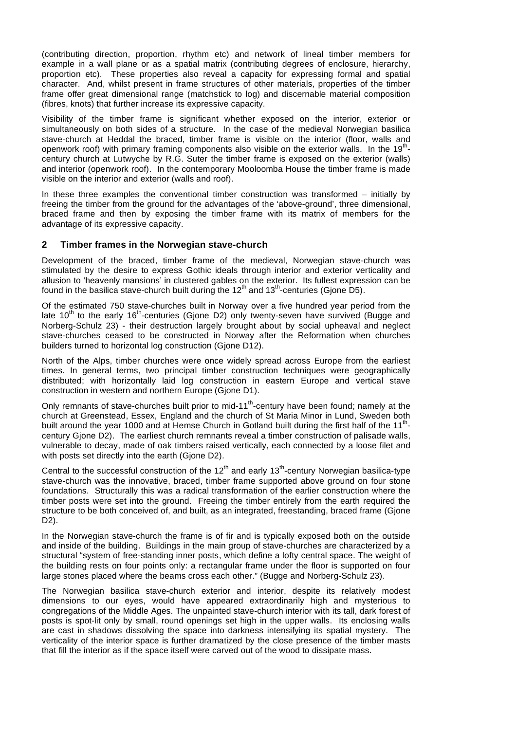(contributing direction, proportion, rhythm etc) and network of lineal timber members for example in a wall plane or as a spatial matrix (contributing degrees of enclosure, hierarchy, proportion etc). These properties also reveal a capacity for expressing formal and spatial character. And, whilst present in frame structures of other materials, properties of the timber frame offer great dimensional range (matchstick to log) and discernable material composition (fibres, knots) that further increase its expressive capacity.

Visibility of the timber frame is significant whether exposed on the interior, exterior or simultaneously on both sides of a structure. In the case of the medieval Norwegian basilica stave-church at Heddal the braced, timber frame is visible on the interior (floor, walls and openwork roof) with primary framing components also visible on the exterior walls. In the 19th-century church at Lutwyche by R.G. Suter the timber frame is exposed on the exterior (walls) and interior (openwork roof). In the contemporary Mooloomba House the timber frame is made visible on the interior and exterior (walls and roof).

In these three examples the conventional timber construction was transformed – initially by freeing the timber from the ground for the advantages of the 'above-ground', three dimensional, braced frame and then by exposing the timber frame with its matrix of members for the advantage of its expressive capacity.

## 2 Timber frames in the Norwegian stave-church

Development of the braced, timber frame of the medieval, Norwegian stave-church was stimulated by the desire to express Gothic ideals through interior and exterior verticality and allusion to 'heavenly mansions' in clustered gables on the exterior. Its fullest expression can be found in the basilica stave-church built during the 12th and 13th-centuries (Gjone D5).

Of the estimated 750 stave-churches built in Norway over a five hundred year period from the late 10th to the early 16th-centuries (Gjone D2) only twenty-seven have survived (Bugge and Norberg-Schulz 23) - their destruction largely brought about by social upheaval and neglect stave-churches ceased to be constructed in Norway after the Reformation when churches builders turned to horizontal log construction (Gjone D12).

North of the Alps, timber churches were once widely spread across Europe from the earliest times. In general terms, two principal timber construction techniques were geographically distributed; with horizontally laid log construction in eastern Europe and vertical stave construction in western and northern Europe (Gjone D1).

Only remnants of stave-churches built prior to mid-11th-century have been found; namely at the church at Greenstead, Essex, England and the church of St Maria Minor in Lund, Sweden both built around the year 1000 and at Hemse Church in Gotland built during the first half of the 11th-century Gjone D2). The earliest church remnants reveal a timber construction of palisade walls, vulnerable to decay, made of oak timbers raised vertically, each connected by a loose filet and with posts set directly into the earth (Gjone D2).

Central to the successful construction of the 12th and early 13th-century Norwegian basilica-type stave-church was the innovative, braced, timber frame supported above ground on four stone foundations. Structurally this was a radical transformation of the earlier construction where the timber posts were set into the ground. Freeing the timber entirely from the earth required the structure to be both conceived of, and built, as an integrated, freestanding, braced frame (Gjone D2).

In the Norwegian stave-church the frame is of fir and is typically exposed both on the outside and inside of the building. Buildings in the main group of stave-churches are characterized by a structural "system of free-standing inner posts, which define a lofty central space. The weight of the building rests on four points only: a rectangular frame under the floor is supported on four large stones placed where the beams cross each other." (Bugge and Norberg-Schulz 23).

The Norwegian basilica stave-church exterior and interior, despite its relatively modest dimensions to our eyes, would have appeared extraordinarily high and mysterious to congregations of the Middle Ages. The unpainted stave-church interior with its tall, dark forest of posts is spot-lit only by small, round openings set high in the upper walls. Its enclosing walls are cast in shadows dissolving the space into darkness intensifying its spatial mystery. The verticality of the interior space is further dramatized by the close presence of the timber masts that fill the interior as if the space itself were carved out of the wood to dissipate mass.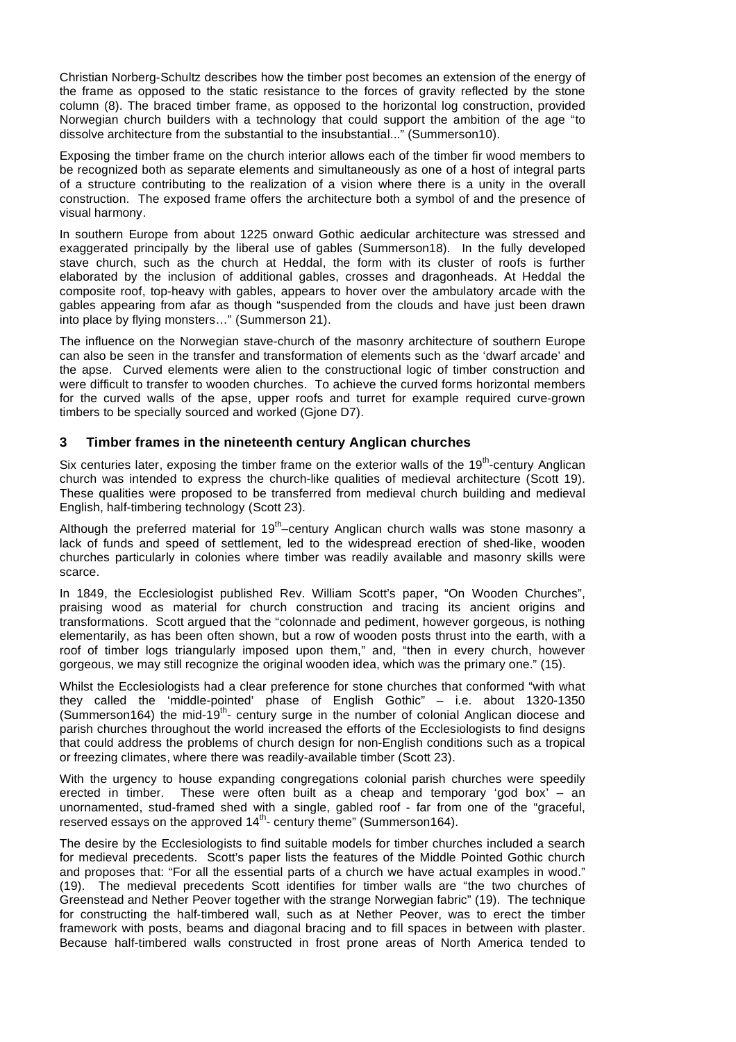Christian Norberg-Schultz describes how the timber post becomes an extension of the energy of the frame as opposed to the static resistance to the forces of gravity reflected by the stone column (8). The braced timber frame, as opposed to the horizontal log construction, provided Norwegian church builders with a technology that could support the ambition of the age "to dissolve architecture from the substantial to the insubstantial..." (Summerson10).

Exposing the timber frame on the church interior allows each of the timber fir wood members to be recognized both as separate elements and simultaneously as one of a host of integral parts of a structure contributing to the realization of a vision where there is a unity in the overall construction. The exposed frame offers the architecture both a symbol of and the presence of visual harmony.

In southern Europe from about 1225 onward Gothic aedicular architecture was stressed and exaggerated principally by the liberal use of gables (Summerson18). In the fully developed stave church, such as the church at Heddal, the form with its cluster of roofs is further elaborated by the inclusion of additional gables, crosses and dragonheads. At Heddal the composite roof, top-heavy with gables, appears to hover over the ambulatory arcade with the gables appearing from afar as though "suspended from the clouds and have just been drawn into place by flying monsters…" (Summerson 21).

The influence on the Norwegian stave-church of the masonry architecture of southern Europe can also be seen in the transfer and transformation of elements such as the 'dwarf arcade' and the apse. Curved elements were alien to the constructional logic of timber construction and were difficult to transfer to wooden churches. To achieve the curved forms horizontal members for the curved walls of the apse, upper roofs and turret for example required curve-grown timbers to be specially sourced and worked (Gjone D7).

## 3 Timber frames in the nineteenth century Anglican churches

Six centuries later, exposing the timber frame on the exterior walls of the 19th-century Anglican church was intended to express the church-like qualities of medieval architecture (Scott 19). These qualities were proposed to be transferred from medieval church building and medieval English, half-timbering technology (Scott 23).

Although the preferred material for 19th–century Anglican church walls was stone masonry a lack of funds and speed of settlement, led to the widespread erection of shed-like, wooden churches particularly in colonies where timber was readily available and masonry skills were scarce.

In 1849, the Ecclesiologist published Rev. William Scott's paper, "On Wooden Churches", praising wood as material for church construction and tracing its ancient origins and transformations. Scott argued that the "colonnade and pediment, however gorgeous, is nothing elementarily, as has been often shown, but a row of wooden posts thrust into the earth, with a roof of timber logs triangularly imposed upon them," and, "then in every church, however gorgeous, we may still recognize the original wooden idea, which was the primary one." (15).

Whilst the Ecclesiologists had a clear preference for stone churches that conformed "with what they called the 'middle-pointed' phase of English Gothic" – i.e. about 1320-1350 (Summerson164) the mid-19th- century surge in the number of colonial Anglican diocese and parish churches throughout the world increased the efforts of the Ecclesiologists to find designs that could address the problems of church design for non-English conditions such as a tropical or freezing climates, where there was readily-available timber (Scott 23).

With the urgency to house expanding congregations colonial parish churches were speedily erected in timber. These were often built as a cheap and temporary 'god box' – an unornamented, stud-framed shed with a single, gabled roof - far from one of the "graceful, reserved essays on the approved 14th- century theme" (Summerson164).

The desire by the Ecclesiologists to find suitable models for timber churches included a search for medieval precedents. Scott's paper lists the features of the Middle Pointed Gothic church and proposes that: "For all the essential parts of a church we have actual examples in wood." (19). The medieval precedents Scott identifies for timber walls are "the two churches of Greenstead and Nether Peover together with the strange Norwegian fabric" (19). The technique for constructing the half-timbered wall, such as at Nether Peover, was to erect the timber framework with posts, beams and diagonal bracing and to fill spaces in between with plaster. Because half-timbered walls constructed in frost prone areas of North America tended to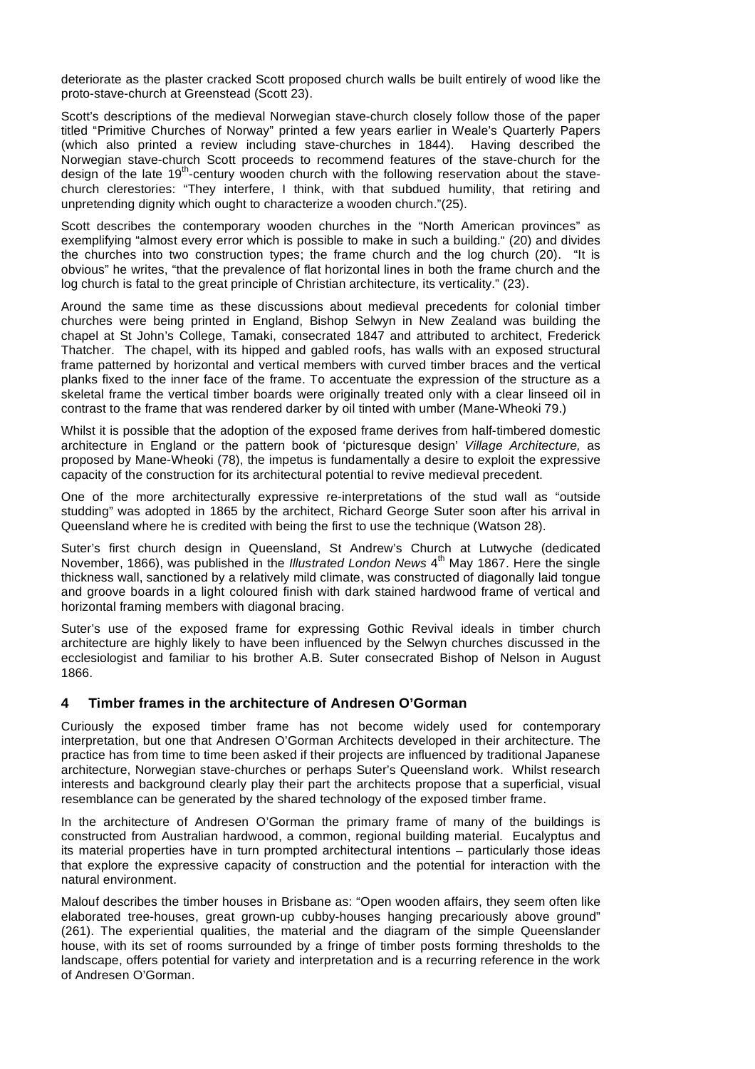deteriorate as the plaster cracked Scott proposed church walls be built entirely of wood like the proto-stave-church at Greenstead (Scott 23).

Scott's descriptions of the medieval Norwegian stave-church closely follow those of the paper titled "Primitive Churches of Norway" printed a few years earlier in Weale's Quarterly Papers (which also printed a review including stave-churches in 1844). Having described the Norwegian stave-church Scott proceeds to recommend features of the stave-church for the design of the late 19th-century wooden church with the following reservation about the stave-church clerestories: "They interfere, I think, with that subdued humility, that retiring and unpretending dignity which ought to characterize a wooden church."(25).

Scott describes the contemporary wooden churches in the "North American provinces" as exemplifying "almost every error which is possible to make in such a building." (20) and divides the churches into two construction types; the frame church and the log church (20). "It is obvious" he writes, "that the prevalence of flat horizontal lines in both the frame church and the log church is fatal to the great principle of Christian architecture, its verticality." (23).

Around the same time as these discussions about medieval precedents for colonial timber churches were being printed in England, Bishop Selwyn in New Zealand was building the chapel at St John's College, Tamaki, consecrated 1847 and attributed to architect, Frederick Thatcher. The chapel, with its hipped and gabled roofs, has walls with an exposed structural frame patterned by horizontal and vertical members with curved timber braces and the vertical planks fixed to the inner face of the frame. To accentuate the expression of the structure as a skeletal frame the vertical timber boards were originally treated only with a clear linseed oil in contrast to the frame that was rendered darker by oil tinted with umber (Mane-Wheoki 79.)

Whilst it is possible that the adoption of the exposed frame derives from half-timbered domestic architecture in England or the pattern book of 'picturesque design' *Village Architecture,* as proposed by Mane-Wheoki (78), the impetus is fundamentally a desire to exploit the expressive capacity of the construction for its architectural potential to revive medieval precedent.

One of the more architecturally expressive re-interpretations of the stud wall as "outside studding" was adopted in 1865 by the architect, Richard George Suter soon after his arrival in Queensland where he is credited with being the first to use the technique (Watson 28).

Suter's first church design in Queensland, St Andrew's Church at Lutwyche (dedicated November, 1866), was published in the *Illustrated London News* 4th May 1867. Here the single thickness wall, sanctioned by a relatively mild climate, was constructed of diagonally laid tongue and groove boards in a light coloured finish with dark stained hardwood frame of vertical and horizontal framing members with diagonal bracing.

Suter's use of the exposed frame for expressing Gothic Revival ideals in timber church architecture are highly likely to have been influenced by the Selwyn churches discussed in the ecclesiologist and familiar to his brother A.B. Suter consecrated Bishop of Nelson in August 1866.

## 4 Timber frames in the architecture of Andresen O'Gorman

Curiously the exposed timber frame has not become widely used for contemporary interpretation, but one that Andresen O'Gorman Architects developed in their architecture. The practice has from time to time been asked if their projects are influenced by traditional Japanese architecture, Norwegian stave-churches or perhaps Suter's Queensland work. Whilst research interests and background clearly play their part the architects propose that a superficial, visual resemblance can be generated by the shared technology of the exposed timber frame.

In the architecture of Andresen O'Gorman the primary frame of many of the buildings is constructed from Australian hardwood, a common, regional building material. Eucalyptus and its material properties have in turn prompted architectural intentions – particularly those ideas that explore the expressive capacity of construction and the potential for interaction with the natural environment.

Malouf describes the timber houses in Brisbane as: "Open wooden affairs, they seem often like elaborated tree-houses, great grown-up cubby-houses hanging precariously above ground" (261). The experiential qualities, the material and the diagram of the simple Queenslander house, with its set of rooms surrounded by a fringe of timber posts forming thresholds to the landscape, offers potential for variety and interpretation and is a recurring reference in the work of Andresen O'Gorman.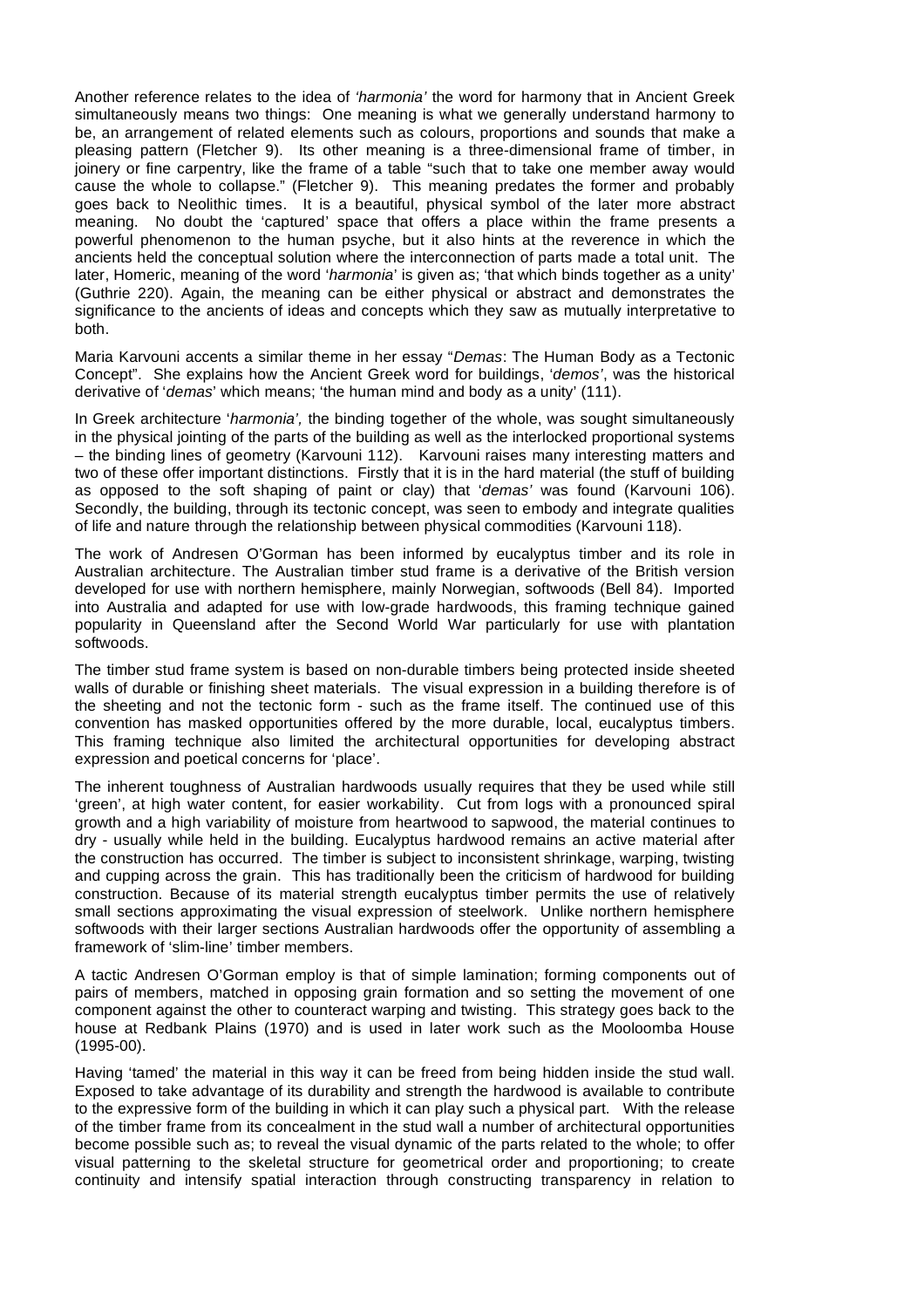Another reference relates to the idea of *'harmonia'* the word for harmony that in Ancient Greek simultaneously means two things: One meaning is what we generally understand harmony to be, an arrangement of related elements such as colours, proportions and sounds that make a pleasing pattern (Fletcher 9). Its other meaning is a three-dimensional frame of timber, in joinery or fine carpentry, like the frame of a table "such that to take one member away would cause the whole to collapse." (Fletcher 9). This meaning predates the former and probably goes back to Neolithic times. It is a beautiful, physical symbol of the later more abstract meaning. No doubt the 'captured' space that offers a place within the frame presents a powerful phenomenon to the human psyche, but it also hints at the reverence in which the ancients held the conceptual solution where the interconnection of parts made a total unit. The later, Homeric, meaning of the word '*harmonia*' is given as; 'that which binds together as a unity' (Guthrie 220). Again, the meaning can be either physical or abstract and demonstrates the significance to the ancients of ideas and concepts which they saw as mutually interpretative to both.

Maria Karvouni accents a similar theme in her essay "*Demas*: The Human Body as a Tectonic Concept". She explains how the Ancient Greek word for buildings, '*demos*', was the historical derivative of '*demas*' which means; 'the human mind and body as a unity' (111).

In Greek architecture '*harmonia',* the binding together of the whole, was sought simultaneously in the physical jointing of the parts of the building as well as the interlocked proportional systems – the binding lines of geometry (Karvouni 112). Karvouni raises many interesting matters and two of these offer important distinctions. Firstly that it is in the hard material (the stuff of building as opposed to the soft shaping of paint or clay) that '*demas'* was found (Karvouni 106). Secondly, the building, through its tectonic concept, was seen to embody and integrate qualities of life and nature through the relationship between physical commodities (Karvouni 118).

The work of Andresen O'Gorman has been informed by eucalyptus timber and its role in Australian architecture. The Australian timber stud frame is a derivative of the British version developed for use with northern hemisphere, mainly Norwegian, softwoods (Bell 84). Imported into Australia and adapted for use with low-grade hardwoods, this framing technique gained popularity in Queensland after the Second World War particularly for use with plantation softwoods.

The timber stud frame system is based on non-durable timbers being protected inside sheeted walls of durable or finishing sheet materials. The visual expression in a building therefore is of the sheeting and not the tectonic form - such as the frame itself. The continued use of this convention has masked opportunities offered by the more durable, local, eucalyptus timbers. This framing technique also limited the architectural opportunities for developing abstract expression and poetical concerns for 'place'.

The inherent toughness of Australian hardwoods usually requires that they be used while still 'green', at high water content, for easier workability. Cut from logs with a pronounced spiral growth and a high variability of moisture from heartwood to sapwood, the material continues to dry - usually while held in the building. Eucalyptus hardwood remains an active material after the construction has occurred. The timber is subject to inconsistent shrinkage, warping, twisting and cupping across the grain. This has traditionally been the criticism of hardwood for building construction. Because of its material strength eucalyptus timber permits the use of relatively small sections approximating the visual expression of steelwork. Unlike northern hemisphere softwoods with their larger sections Australian hardwoods offer the opportunity of assembling a framework of 'slim-line' timber members.

A tactic Andresen O'Gorman employ is that of simple lamination; forming components out of pairs of members, matched in opposing grain formation and so setting the movement of one component against the other to counteract warping and twisting. This strategy goes back to the house at Redbank Plains (1970) and is used in later work such as the Mooloomba House (1995-00).

Having 'tamed' the material in this way it can be freed from being hidden inside the stud wall. Exposed to take advantage of its durability and strength the hardwood is available to contribute to the expressive form of the building in which it can play such a physical part. With the release of the timber frame from its concealment in the stud wall a number of architectural opportunities become possible such as; to reveal the visual dynamic of the parts related to the whole; to offer visual patterning to the skeletal structure for geometrical order and proportioning; to create continuity and intensify spatial interaction through constructing transparency in relation to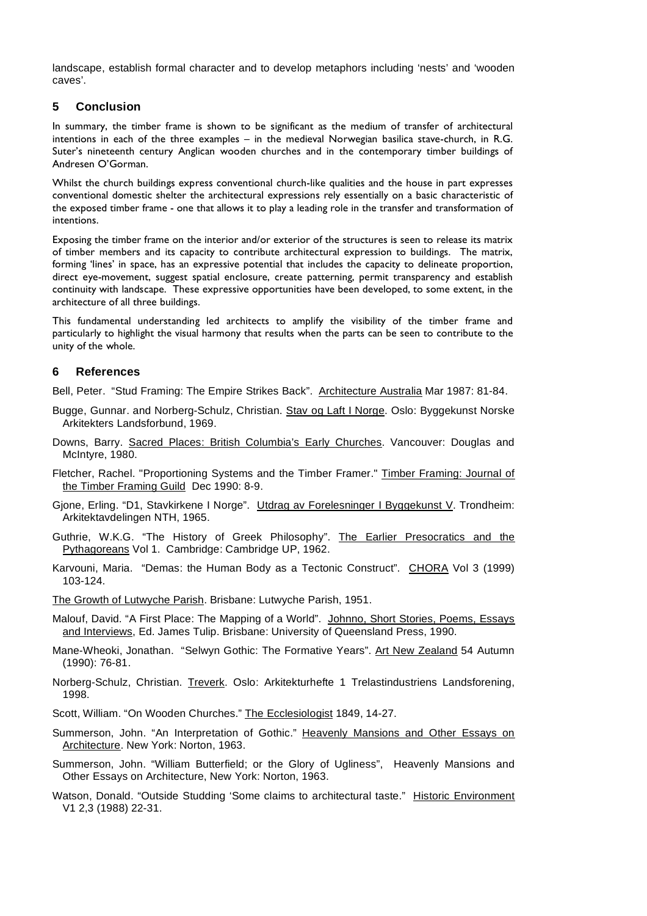landscape, establish formal character and to develop metaphors including 'nests' and 'wooden caves'.

## 5 Conclusion

In summary, the timber frame is shown to be significant as the medium of transfer of architectural intentions in each of the three examples – in the medieval Norwegian basilica stave-church, in R.G. Suter's nineteenth century Anglican wooden churches and in the contemporary timber buildings of Andresen O'Gorman.

Whilst the church buildings express conventional church-like qualities and the house in part expresses conventional domestic shelter the architectural expressions rely essentially on a basic characteristic of the exposed timber frame - one that allows it to play a leading role in the transfer and transformation of intentions.

Exposing the timber frame on the interior and/or exterior of the structures is seen to release its matrix of timber members and its capacity to contribute architectural expression to buildings. The matrix, forming 'lines' in space, has an expressive potential that includes the capacity to delineate proportion, direct eye-movement, suggest spatial enclosure, create patterning, permit transparency and establish continuity with landscape. These expressive opportunities have been developed, to some extent, in the architecture of all three buildings.

This fundamental understanding led architects to amplify the visibility of the timber frame and particularly to highlight the visual harmony that results when the parts can be seen to contribute to the unity of the whole.

## 6 References

Bell, Peter. "Stud Framing: The Empire Strikes Back". Architecture Australia Mar 1987: 81-84.

Bugge, Gunnar. and Norberg-Schulz, Christian. Stav og Laft I Norge. Oslo: Byggekunst Norske Arkitekters Landsforbund, 1969.

Downs, Barry. Sacred Places: British Columbia's Early Churches. Vancouver: Douglas and McIntyre, 1980.

Fletcher, Rachel. "Proportioning Systems and the Timber Framer." Timber Framing: Journal of the Timber Framing Guild Dec 1990: 8-9.

Gjone, Erling. "D1, Stavkirkene I Norge". Utdrag av Forelesninger I Byggekunst V. Trondheim: Arkitektavdelingen NTH, 1965.

Guthrie, W.K.G. "The History of Greek Philosophy". The Earlier Presocratics and the Pythagoreans Vol 1. Cambridge: Cambridge UP, 1962.

Karvouni, Maria. "Demas: the Human Body as a Tectonic Construct". CHORA Vol 3 (1999) 103-124.

The Growth of Lutwyche Parish. Brisbane: Lutwyche Parish, 1951.

Malouf, David. "A First Place: The Mapping of a World". Johnno, Short Stories, Poems, Essays and Interviews, Ed. James Tulip. Brisbane: University of Queensland Press, 1990.

Mane-Wheoki, Jonathan. "Selwyn Gothic: The Formative Years". Art New Zealand 54 Autumn (1990): 76-81.

Norberg-Schulz, Christian. Treverk. Oslo: Arkitekturhefte 1 Trelastindustriens Landsforening, 1998.

Scott, William. "On Wooden Churches." The Ecclesiologist 1849, 14-27.

Summerson, John. "An Interpretation of Gothic." Heavenly Mansions and Other Essays on Architecture. New York: Norton, 1963.

Summerson, John. "William Butterfield; or the Glory of Ugliness", Heavenly Mansions and Other Essays on Architecture, New York: Norton, 1963.

Watson, Donald. "Outside Studding 'Some claims to architectural taste." Historic Environment V1 2,3 (1988) 22-31.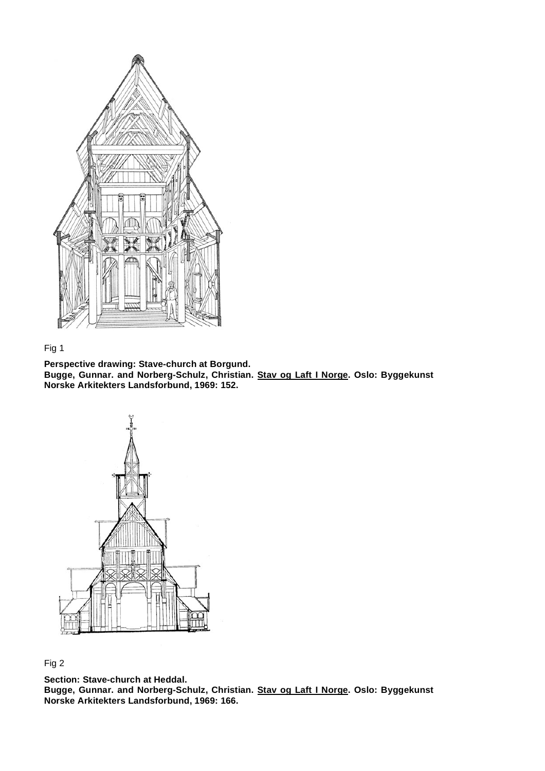Fig 1

**Perspective drawing: Stave-church at Borgund.**
**Bugge, Gunnar. and Norberg-Schulz, Christian. Stav og Laft I Norge. Oslo: Byggekunst Norske Arkitekters Landsforbund, 1969: 152.**

Fig 2

**Section: Stave-church at Heddal.**
**Bugge, Gunnar. and Norberg-Schulz, Christian. Stav og Laft I Norge. Oslo: Byggekunst Norske Arkitekters Landsforbund, 1969: 166.**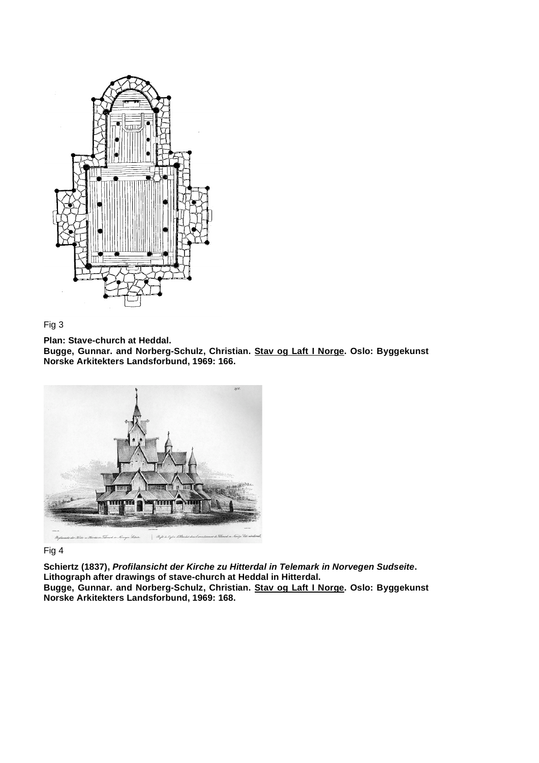Fig 3

**Plan: Stave-church at Heddal.**
**Bugge, Gunnar. and Norberg-Schulz, Christian. <u>Stav og Laft I Norge</u>. Oslo: Byggekunst Norske Arkitekters Landsforbund, 1969: 166.**

Fig 4

**Schiertz (1837), *Profilansicht der Kirche zu Hitterdal in Telemark in Norvegen Sudseite*.**
**Lithograph after drawings of stave-church at Heddal in Hitterdal.**
**Bugge, Gunnar. and Norberg-Schulz, Christian. <u>Stav og Laft I Norge</u>. Oslo: Byggekunst Norske Arkitekters Landsforbund, 1969: 168.**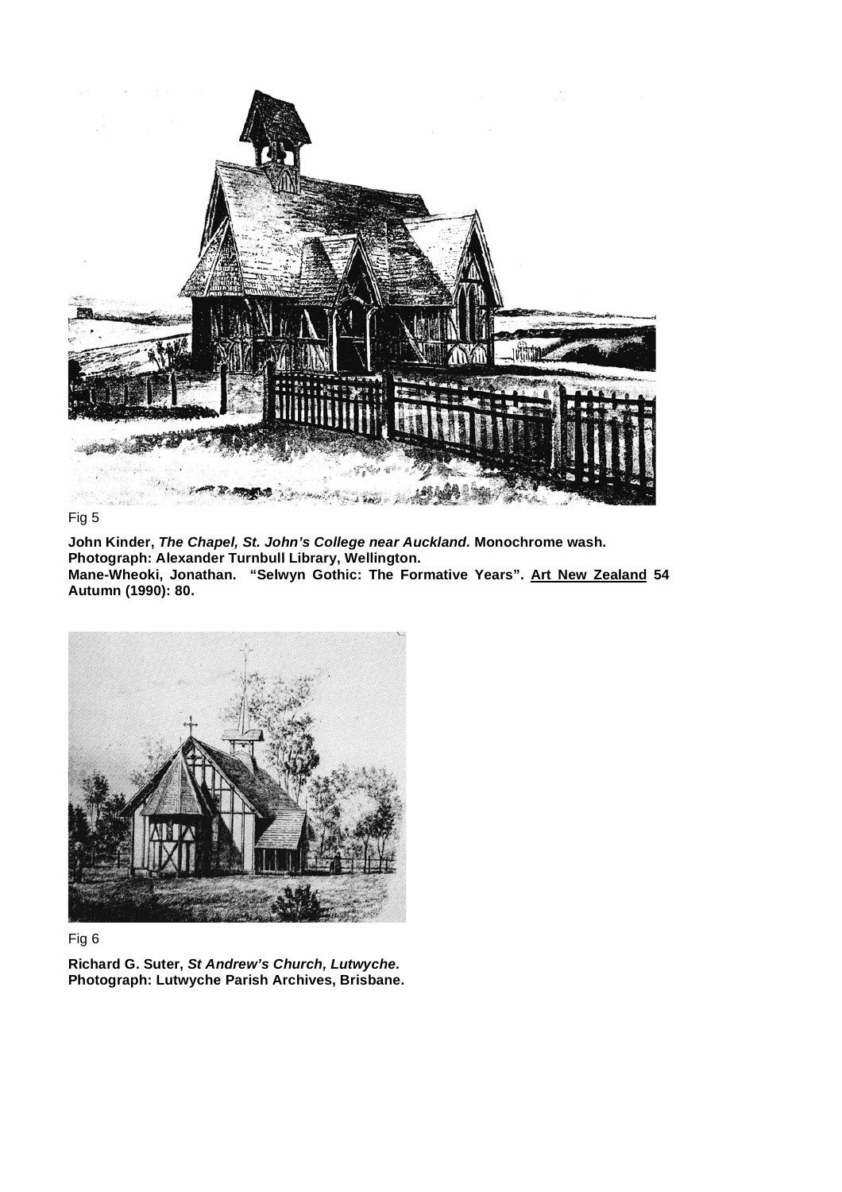Fig 5

**John Kinder, *The Chapel, St. John's College near Auckland.* Monochrome wash.**
**Photograph: Alexander Turnbull Library, Wellington.**
**Mane-Wheoki, Jonathan. "Selwyn Gothic: The Formative Years". Art New Zealand 54 Autumn (1990): 80.**

Fig 6

**Richard G. Suter, *St Andrew's Church, Lutwyche.***
**Photograph: Lutwyche Parish Archives, Brisbane.**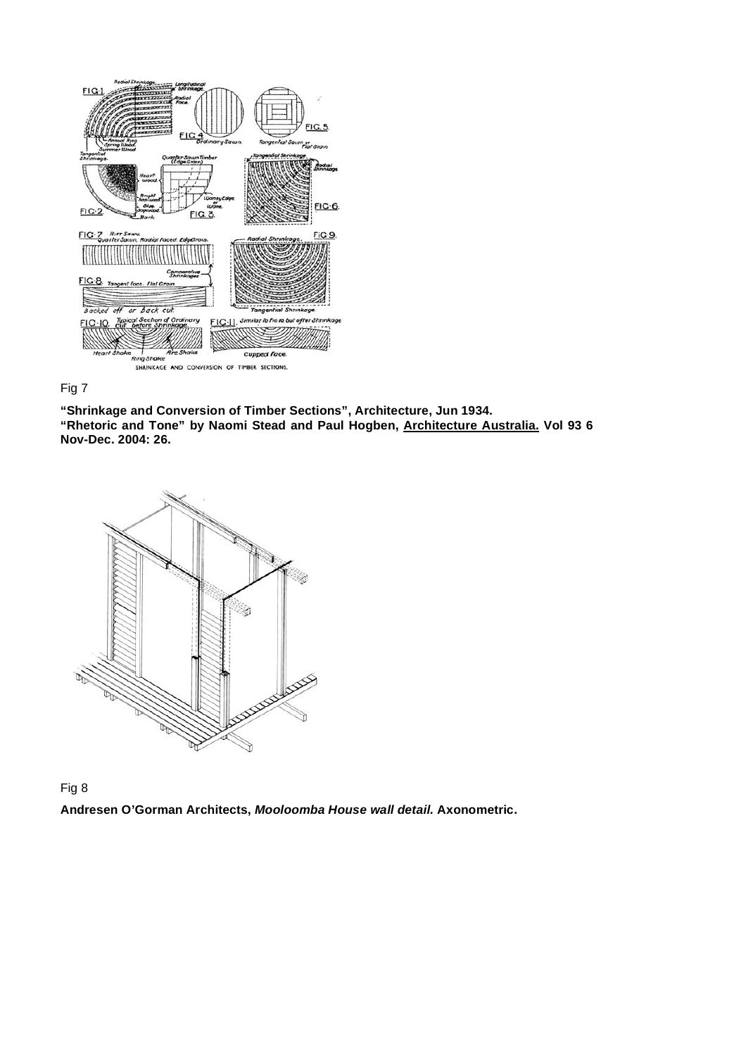Fig 7

**"Shrinkage and Conversion of Timber Sections", Architecture, Jun 1934.**
**"Rhetoric and Tone" by Naomi Stead and Paul Hogben, Architecture Australia. Vol 93 6 Nov-Dec. 2004: 26.**

Fig 8

**Andresen O'Gorman Architects, *Mooloomba House wall detail.* Axonometric.**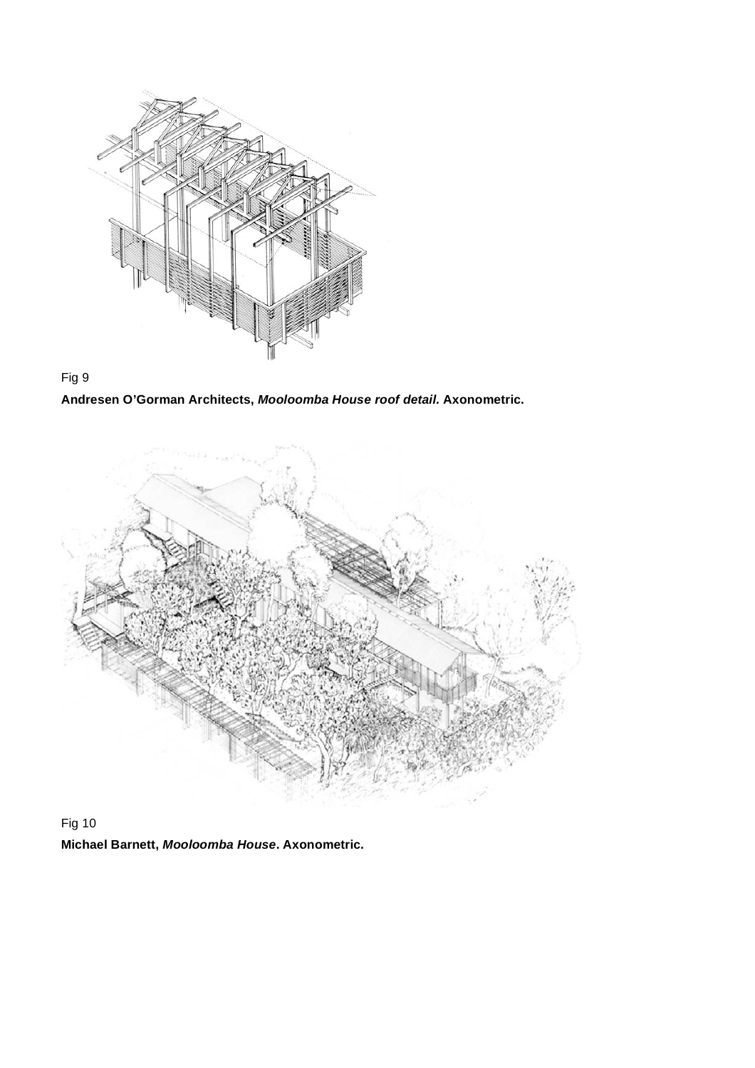Fig 9

**Andresen O'Gorman Architects, *Mooloomba House roof detail*. Axonometric.**

Fig 10

**Michael Barnett, *Mooloomba House*. Axonometric.**